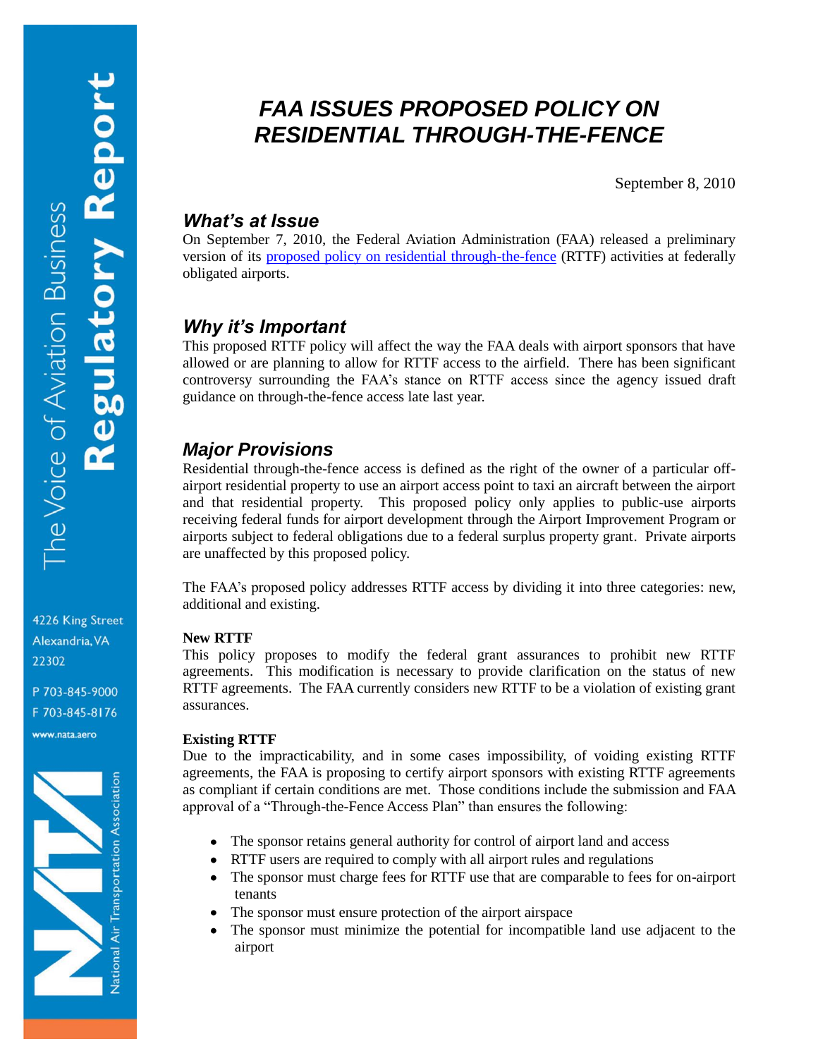# *FAA ISSUES PROPOSED POLICY ON RESIDENTIAL THROUGH-THE-FENCE*

September 8, 2010

## *What's at Issue*

On September 7, 2010, the Federal Aviation Administration (FAA) released a preliminary version of its proposed policy on residential through-the-fence (RTTF) activities at federally obligated airports.

## *Why it's Important*

This proposed RTTF policy will affect the way the FAA deals with airport sponsors that have allowed or are planning to allow for RTTF access to the airfield. There has been significant controversy surrounding the FAA's stance on RTTF access since the agency issued draft guidance on through-the-fence access late last year.

## *Major Provisions*

Residential through-the-fence access is defined as the right of the owner of a particular off-airport residential property to use an airport access point to taxi an aircraft between the airport and that residential property. This proposed policy only applies to public-use airports receiving federal funds for airport development through the Airport Improvement Program or airports subject to federal obligations due to a federal surplus property grant. Private airports are unaffected by this proposed policy.

The FAA's proposed policy addresses RTTF access by dividing it into three categories: new, additional and existing.

**New RTTF**

This policy proposes to modify the federal grant assurances to prohibit new RTTF agreements. This modification is necessary to provide clarification on the status of new RTTF agreements. The FAA currently considers new RTTF to be a violation of existing grant assurances.

**Existing RTTF**

Due to the impracticability, and in some cases impossibility, of voiding existing RTTF agreements, the FAA is proposing to certify airport sponsors with existing RTTF agreements as compliant if certain conditions are met. Those conditions include the submission and FAA approval of a "Through-the-Fence Access Plan" than ensures the following:

- The sponsor retains general authority for control of airport land and access
- RTTF users are required to comply with all airport rules and regulations
- The sponsor must charge fees for RTTF use that are comparable to fees for on-airport tenants
- The sponsor must ensure protection of the airport airspace
- The sponsor must minimize the potential for incompatible land use adjacent to the airport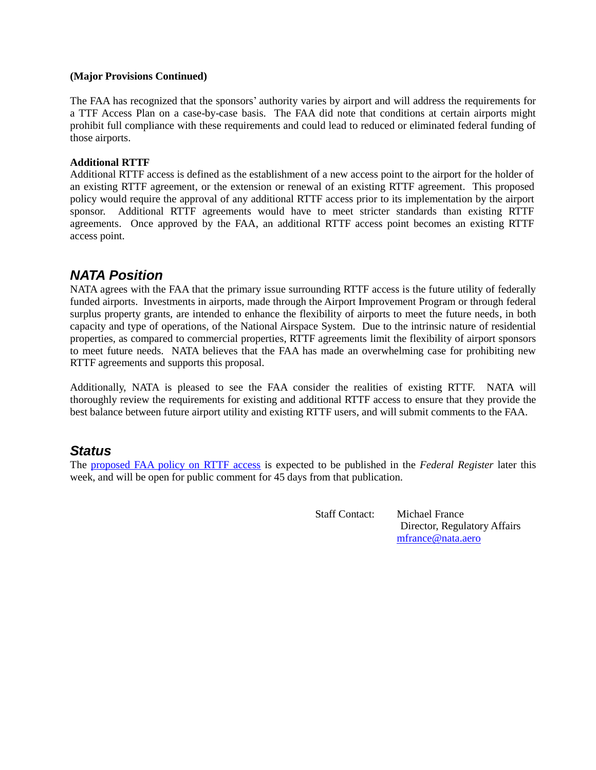**(Major Provisions Continued)**

The FAA has recognized that the sponsors' authority varies by airport and will address the requirements for a TTF Access Plan on a case-by-case basis. The FAA did note that conditions at certain airports might prohibit full compliance with these requirements and could lead to reduced or eliminated federal funding of those airports.

**Additional RTTF**

Additional RTTF access is defined as the establishment of a new access point to the airport for the holder of an existing RTTF agreement, or the extension or renewal of an existing RTTF agreement. This proposed policy would require the approval of any additional RTTF access prior to its implementation by the airport sponsor. Additional RTTF agreements would have to meet stricter standards than existing RTTF agreements. Once approved by the FAA, an additional RTTF access point becomes an existing RTTF access point.

## *NATA Position*

NATA agrees with the FAA that the primary issue surrounding RTTF access is the future utility of federally funded airports. Investments in airports, made through the Airport Improvement Program or through federal surplus property grants, are intended to enhance the flexibility of airports to meet the future needs, in both capacity and type of operations, of the National Airspace System. Due to the intrinsic nature of residential properties, as compared to commercial properties, RTTF agreements limit the flexibility of airport sponsors to meet future needs. NATA believes that the FAA has made an overwhelming case for prohibiting new RTTF agreements and supports this proposal.

Additionally, NATA is pleased to see the FAA consider the realities of existing RTTF. NATA will thoroughly review the requirements for existing and additional RTTF access to ensure that they provide the best balance between future airport utility and existing RTTF users, and will submit comments to the FAA.

## *Status*

The proposed FAA policy on RTTF access is expected to be published in the *Federal Register* later this week, and will be open for public comment for 45 days from that publication.

Staff Contact: Michael France
Director, Regulatory Affairs
mfrance@nata.aero